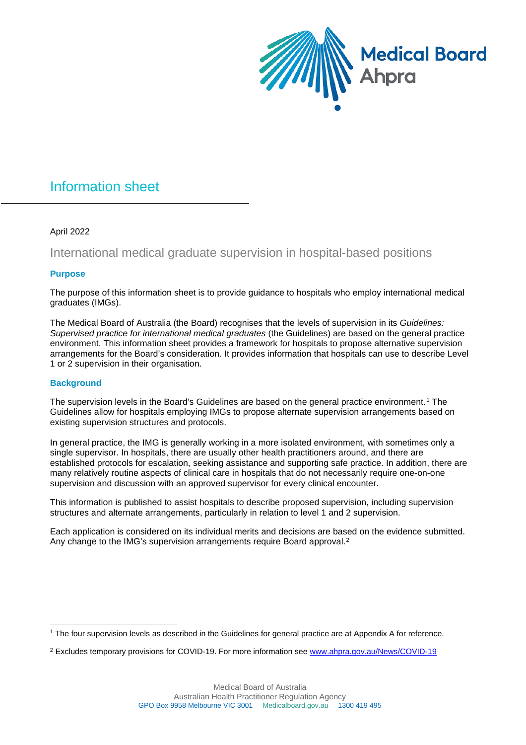# Information sheet

April 2022

## International medical graduate supervision in hospital-based positions

### Purpose

The purpose of this information sheet is to provide guidance to hospitals who employ international medical graduates (IMGs).

The Medical Board of Australia (the Board) recognises that the levels of supervision in its *Guidelines: Supervised practice for international medical graduates* (the Guidelines) are based on the general practice environment. This information sheet provides a framework for hospitals to propose alternative supervision arrangements for the Board's consideration. It provides information that hospitals can use to describe Level 1 or 2 supervision in their organisation.

### Background

The supervision levels in the Board's Guidelines are based on the general practice environment.[1] The Guidelines allow for hospitals employing IMGs to propose alternate supervision arrangements based on existing supervision structures and protocols.

In general practice, the IMG is generally working in a more isolated environment, with sometimes only a single supervisor. In hospitals, there are usually other health practitioners around, and there are established protocols for escalation, seeking assistance and supporting safe practice. In addition, there are many relatively routine aspects of clinical care in hospitals that do not necessarily require one-on-one supervision and discussion with an approved supervisor for every clinical encounter.

This information is published to assist hospitals to describe proposed supervision, including supervision structures and alternate arrangements, particularly in relation to level 1 and 2 supervision.

Each application is considered on its individual merits and decisions are based on the evidence submitted. Any change to the IMG's supervision arrangements require Board approval.[2]

---

[1] The four supervision levels as described in the Guidelines for general practice are at Appendix A for reference.

[2] Excludes temporary provisions for COVID-19. For more information see www.ahpra.gov.au/News/COVID-19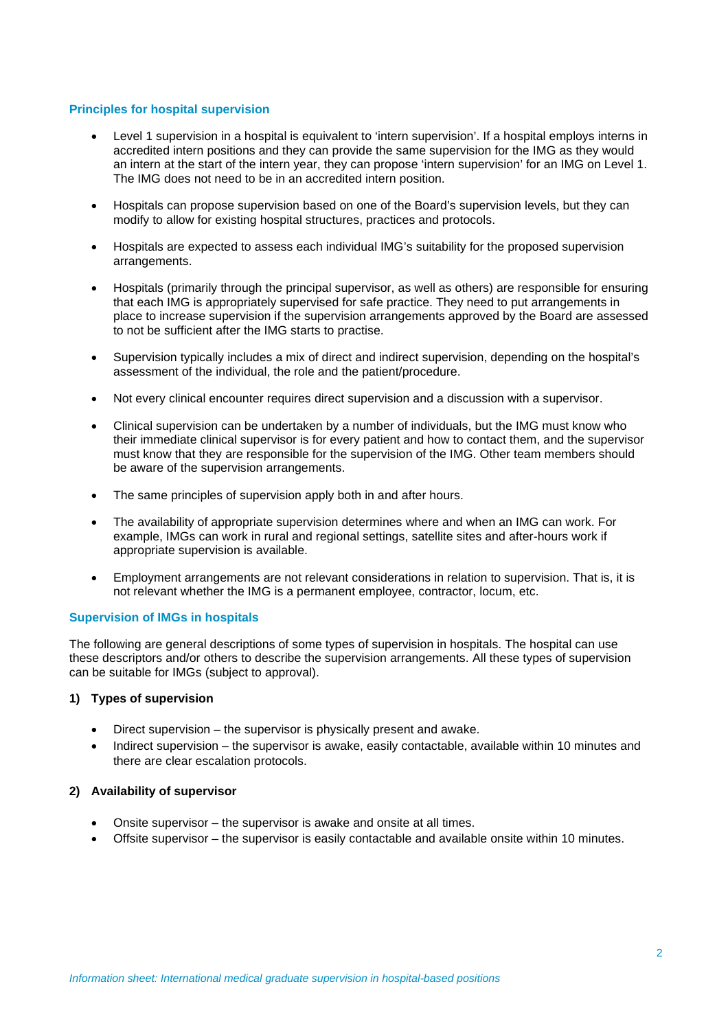## Principles for hospital supervision

- Level 1 supervision in a hospital is equivalent to 'intern supervision'. If a hospital employs interns in accredited intern positions and they can provide the same supervision for the IMG as they would an intern at the start of the intern year, they can propose 'intern supervision' for an IMG on Level 1. The IMG does not need to be in an accredited intern position.
- Hospitals can propose supervision based on one of the Board's supervision levels, but they can modify to allow for existing hospital structures, practices and protocols.
- Hospitals are expected to assess each individual IMG's suitability for the proposed supervision arrangements.
- Hospitals (primarily through the principal supervisor, as well as others) are responsible for ensuring that each IMG is appropriately supervised for safe practice. They need to put arrangements in place to increase supervision if the supervision arrangements approved by the Board are assessed to not be sufficient after the IMG starts to practise.
- Supervision typically includes a mix of direct and indirect supervision, depending on the hospital's assessment of the individual, the role and the patient/procedure.
- Not every clinical encounter requires direct supervision and a discussion with a supervisor.
- Clinical supervision can be undertaken by a number of individuals, but the IMG must know who their immediate clinical supervisor is for every patient and how to contact them, and the supervisor must know that they are responsible for the supervision of the IMG. Other team members should be aware of the supervision arrangements.
- The same principles of supervision apply both in and after hours.
- The availability of appropriate supervision determines where and when an IMG can work. For example, IMGs can work in rural and regional settings, satellite sites and after-hours work if appropriate supervision is available.
- Employment arrangements are not relevant considerations in relation to supervision. That is, it is not relevant whether the IMG is a permanent employee, contractor, locum, etc.

## Supervision of IMGs in hospitals

The following are general descriptions of some types of supervision in hospitals. The hospital can use these descriptors and/or others to describe the supervision arrangements. All these types of supervision can be suitable for IMGs (subject to approval).

### 1) Types of supervision

- Direct supervision – the supervisor is physically present and awake.
- Indirect supervision – the supervisor is awake, easily contactable, available within 10 minutes and there are clear escalation protocols.

### 2) Availability of supervisor

- Onsite supervisor – the supervisor is awake and onsite at all times.
- Offsite supervisor – the supervisor is easily contactable and available onsite within 10 minutes.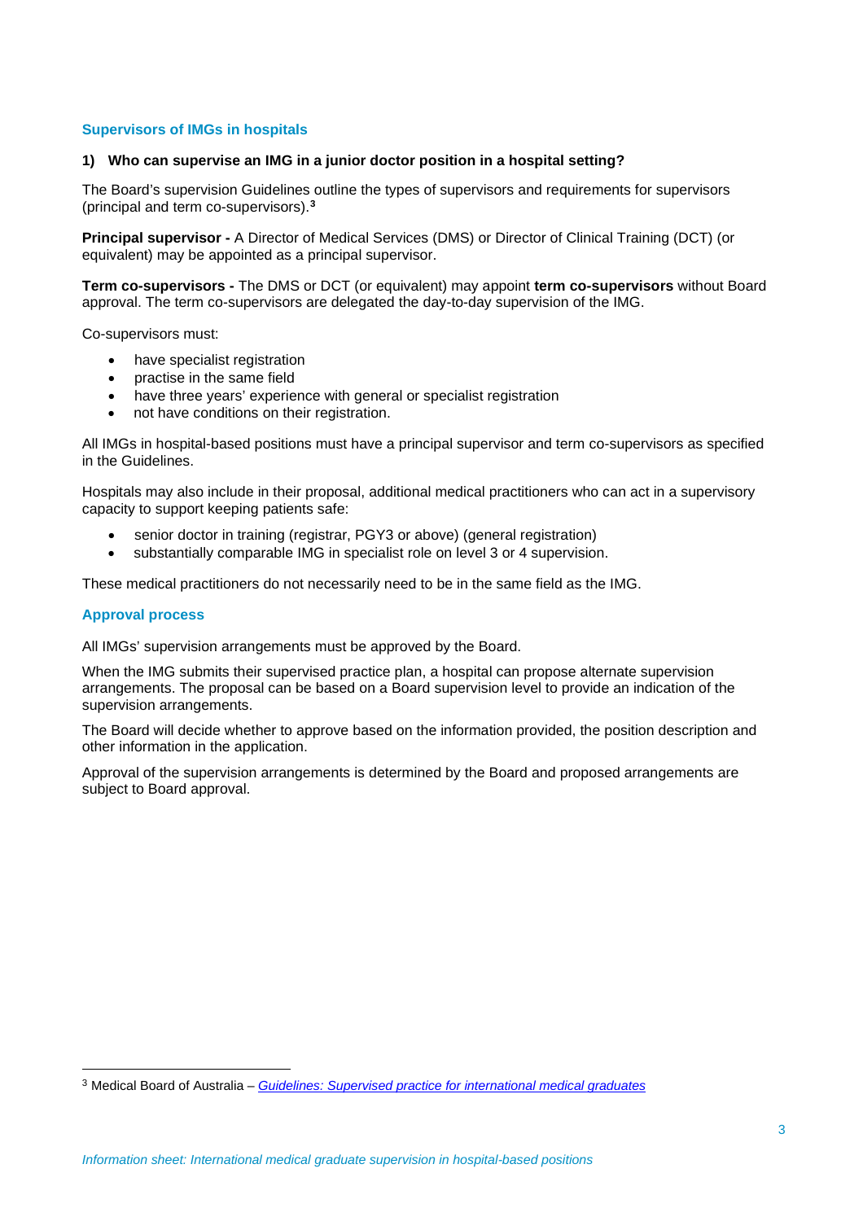## Supervisors of IMGs in hospitals

### 1) Who can supervise an IMG in a junior doctor position in a hospital setting?

The Board's supervision Guidelines outline the types of supervisors and requirements for supervisors (principal and term co-supervisors).[3]

**Principal supervisor -** A Director of Medical Services (DMS) or Director of Clinical Training (DCT) (or equivalent) may be appointed as a principal supervisor.

**Term co-supervisors -** The DMS or DCT (or equivalent) may appoint **term co-supervisors** without Board approval. The term co-supervisors are delegated the day-to-day supervision of the IMG.

Co-supervisors must:

- have specialist registration
- practise in the same field
- have three years' experience with general or specialist registration
- not have conditions on their registration.

All IMGs in hospital-based positions must have a principal supervisor and term co-supervisors as specified in the Guidelines.

Hospitals may also include in their proposal, additional medical practitioners who can act in a supervisory capacity to support keeping patients safe:

- senior doctor in training (registrar, PGY3 or above) (general registration)
- substantially comparable IMG in specialist role on level 3 or 4 supervision.

These medical practitioners do not necessarily need to be in the same field as the IMG.

## Approval process

All IMGs' supervision arrangements must be approved by the Board.

When the IMG submits their supervised practice plan, a hospital can propose alternate supervision arrangements. The proposal can be based on a Board supervision level to provide an indication of the supervision arrangements.

The Board will decide whether to approve based on the information provided, the position description and other information in the application.

Approval of the supervision arrangements is determined by the Board and proposed arrangements are subject to Board approval.

---

[3] Medical Board of Australia – *Guidelines: Supervised practice for international medical graduates*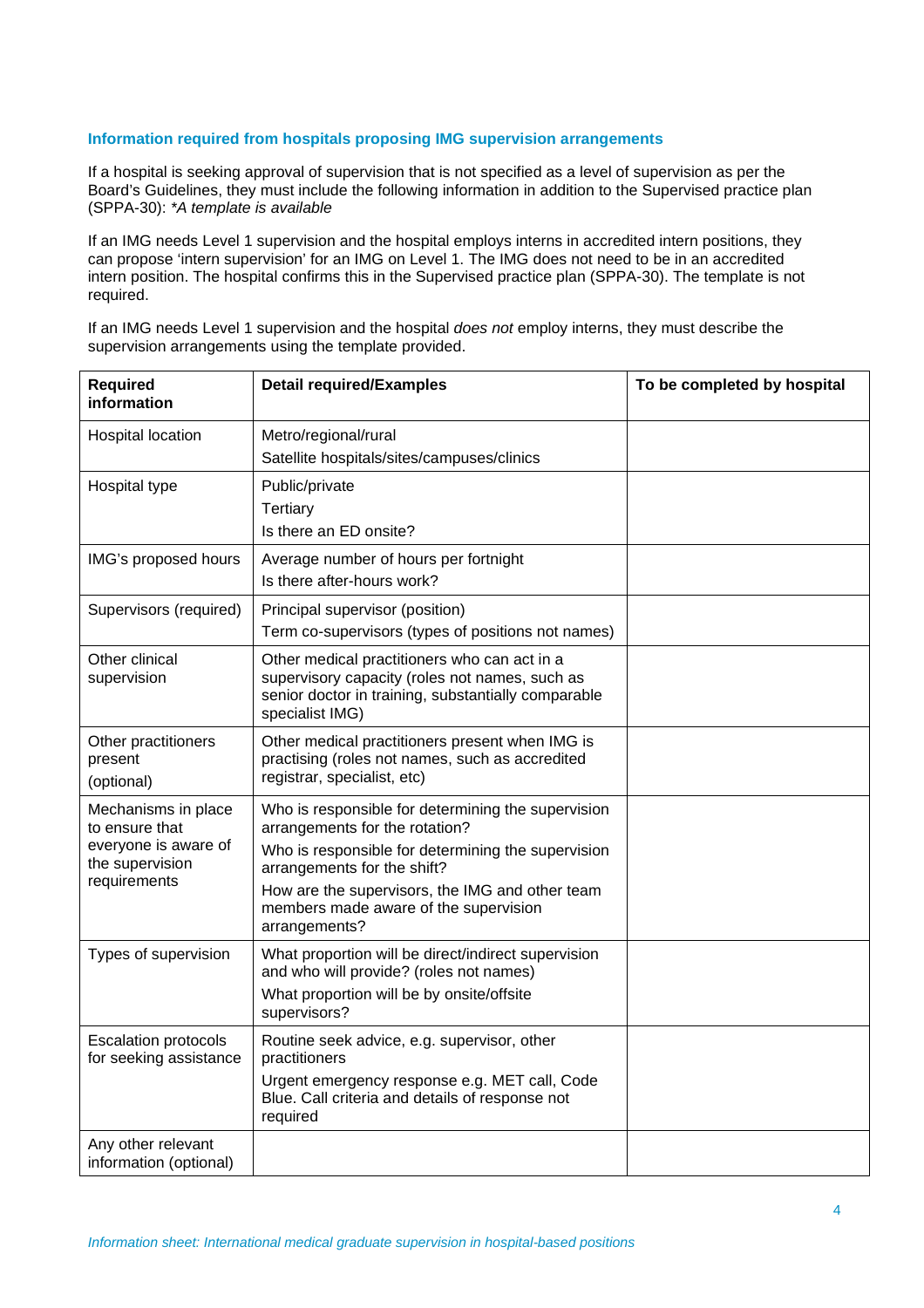### Information required from hospitals proposing IMG supervision arrangements

If a hospital is seeking approval of supervision that is not specified as a level of supervision as per the Board's Guidelines, they must include the following information in addition to the Supervised practice plan (SPPA-30): *\*A template is available*

If an IMG needs Level 1 supervision and the hospital employs interns in accredited intern positions, they can propose 'intern supervision' for an IMG on Level 1. The IMG does not need to be in an accredited intern position. The hospital confirms this in the Supervised practice plan (SPPA-30). The template is not required.

If an IMG needs Level 1 supervision and the hospital *does not* employ interns, they must describe the supervision arrangements using the template provided.

| **Required information** | **Detail required/Examples** | **To be completed by hospital** |
|---|---|---|
| Hospital location | Metro/regional/rural<br>Satellite hospitals/sites/campuses/clinics | |
| Hospital type | Public/private<br>Tertiary<br>Is there an ED onsite? | |
| IMG's proposed hours | Average number of hours per fortnight<br>Is there after-hours work? | |
| Supervisors (required) | Principal supervisor (position)<br>Term co-supervisors (types of positions not names) | |
| Other clinical supervision | Other medical practitioners who can act in a supervisory capacity (roles not names, such as senior doctor in training, substantially comparable specialist IMG) | |
| Other practitioners present (optional) | Other medical practitioners present when IMG is practising (roles not names, such as accredited registrar, specialist, etc) | |
| Mechanisms in place to ensure that everyone is aware of the supervision requirements | Who is responsible for determining the supervision arrangements for the rotation?<br>Who is responsible for determining the supervision arrangements for the shift?<br>How are the supervisors, the IMG and other team members made aware of the supervision arrangements? | |
| Types of supervision | What proportion will be direct/indirect supervision and who will provide? (roles not names)<br>What proportion will be by onsite/offsite supervisors? | |
| Escalation protocols for seeking assistance | Routine seek advice, e.g. supervisor, other practitioners<br>Urgent emergency response e.g. MET call, Code Blue. Call criteria and details of response not required | |
| Any other relevant information (optional) | | |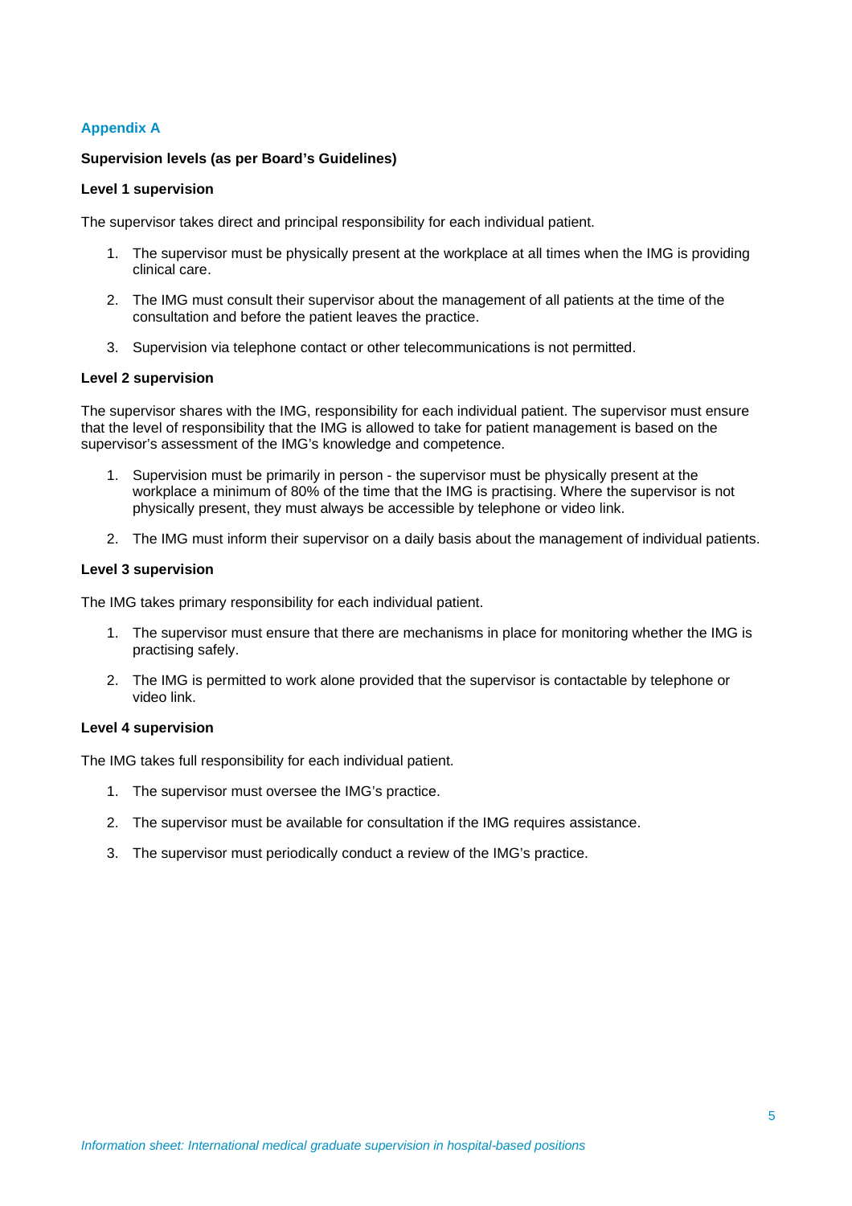## Appendix A

**Supervision levels (as per Board's Guidelines)**

**Level 1 supervision**

The supervisor takes direct and principal responsibility for each individual patient.

1. The supervisor must be physically present at the workplace at all times when the IMG is providing clinical care.
2. The IMG must consult their supervisor about the management of all patients at the time of the consultation and before the patient leaves the practice.
3. Supervision via telephone contact or other telecommunications is not permitted.

**Level 2 supervision**

The supervisor shares with the IMG, responsibility for each individual patient. The supervisor must ensure that the level of responsibility that the IMG is allowed to take for patient management is based on the supervisor's assessment of the IMG's knowledge and competence.

1. Supervision must be primarily in person - the supervisor must be physically present at the workplace a minimum of 80% of the time that the IMG is practising. Where the supervisor is not physically present, they must always be accessible by telephone or video link.
2. The IMG must inform their supervisor on a daily basis about the management of individual patients.

**Level 3 supervision**

The IMG takes primary responsibility for each individual patient.

1. The supervisor must ensure that there are mechanisms in place for monitoring whether the IMG is practising safely.
2. The IMG is permitted to work alone provided that the supervisor is contactable by telephone or video link.

**Level 4 supervision**

The IMG takes full responsibility for each individual patient.

1. The supervisor must oversee the IMG's practice.
2. The supervisor must be available for consultation if the IMG requires assistance.
3. The supervisor must periodically conduct a review of the IMG's practice.